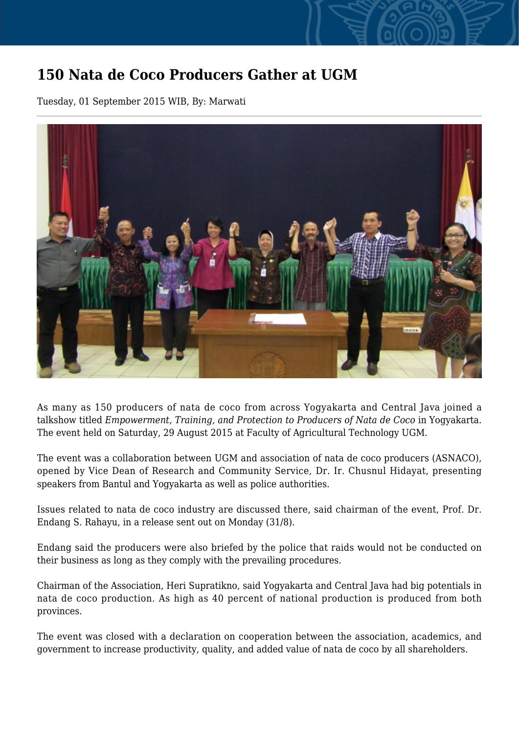# 150 Nata de Coco Producers Gather at UGM

Tuesday, 01 September 2015 WIB, By: Marwati

As many as 150 producers of nata de coco from across Yogyakarta and Central Java joined a talkshow titled *Empowerment, Training, and Protection to Producers of Nata de Coco* in Yogyakarta. The event held on Saturday, 29 August 2015 at Faculty of Agricultural Technology UGM.

The event was a collaboration between UGM and association of nata de coco producers (ASNACO), opened by Vice Dean of Research and Community Service, Dr. Ir. Chusnul Hidayat, presenting speakers from Bantul and Yogyakarta as well as police authorities.

Issues related to nata de coco industry are discussed there, said chairman of the event, Prof. Dr. Endang S. Rahayu, in a release sent out on Monday (31/8).

Endang said the producers were also briefed by the police that raids would not be conducted on their business as long as they comply with the prevailing procedures.

Chairman of the Association, Heri Supratikno, said Yogyakarta and Central Java had big potentials in nata de coco production. As high as 40 percent of national production is produced from both provinces.

The event was closed with a declaration on cooperation between the association, academics, and government to increase productivity, quality, and added value of nata de coco by all shareholders.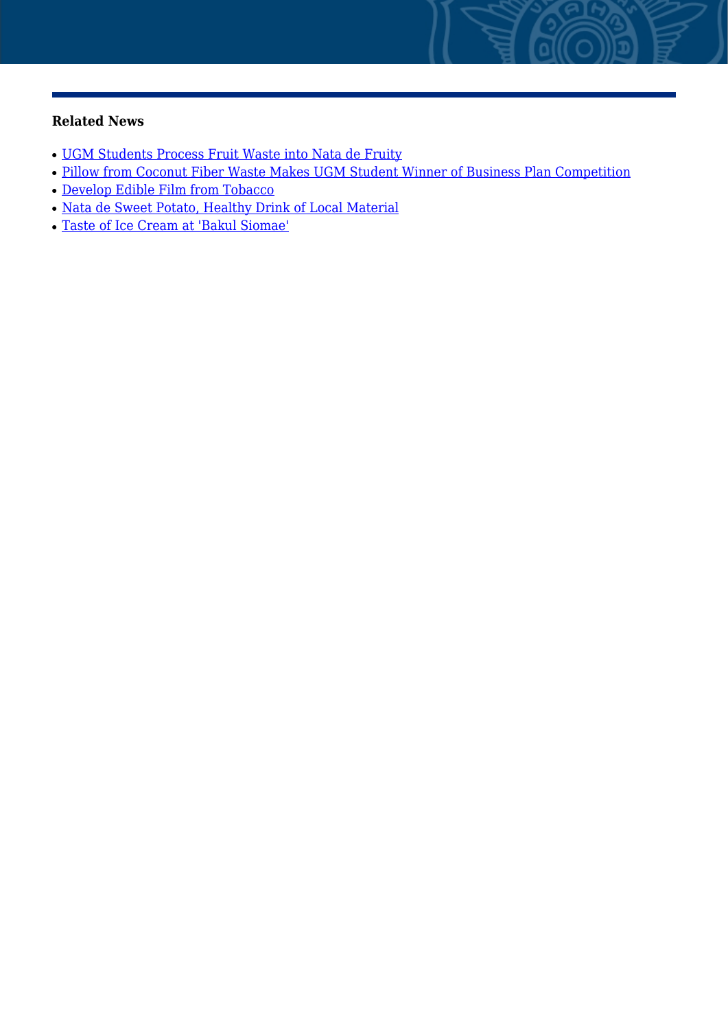### Related News

- UGM Students Process Fruit Waste into Nata de Fruity
- Pillow from Coconut Fiber Waste Makes UGM Student Winner of Business Plan Competition
- Develop Edible Film from Tobacco
- Nata de Sweet Potato, Healthy Drink of Local Material
- Taste of Ice Cream at 'Bakul Siomae'